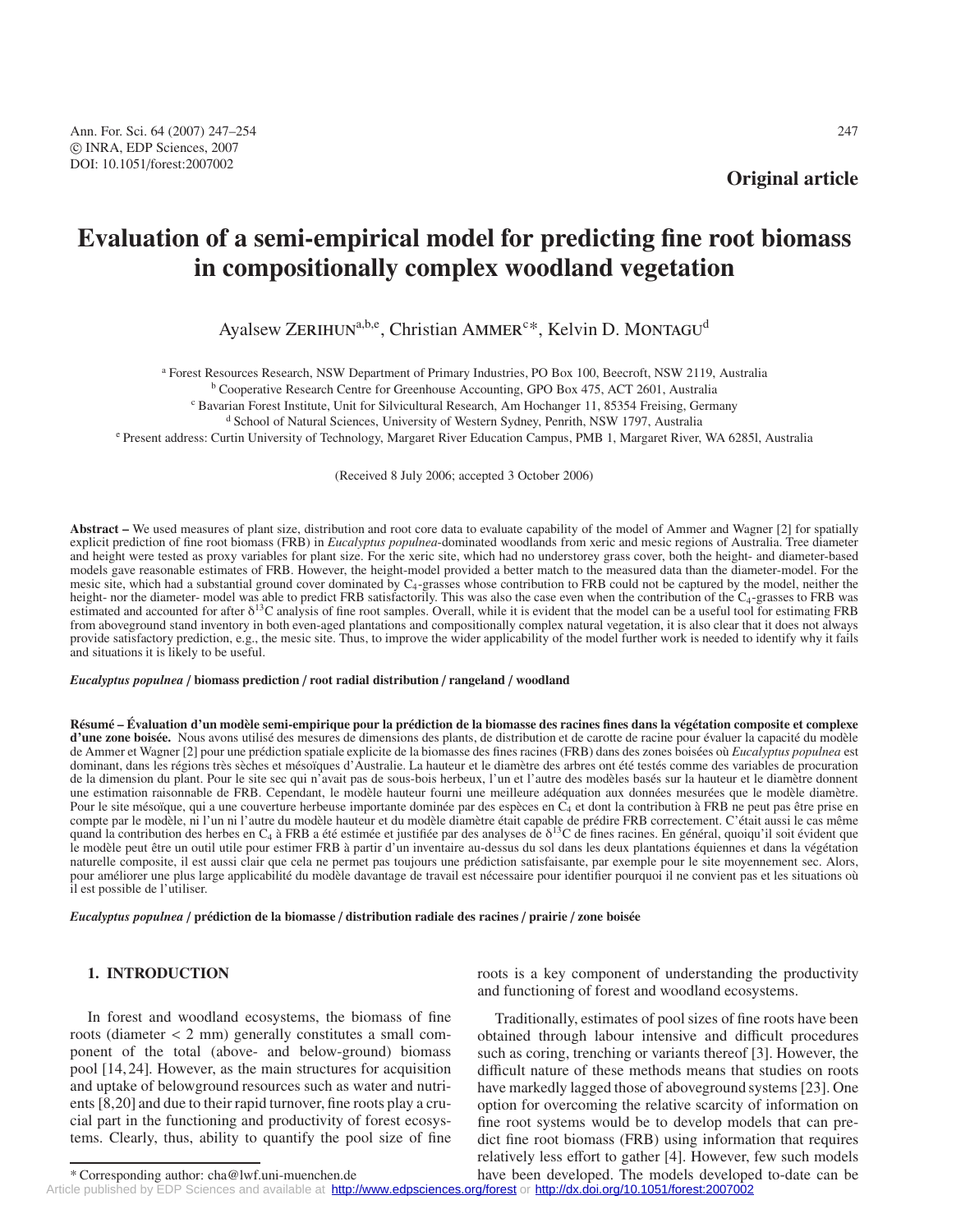Original article

# Evaluation of a semi-empirical model for predicting fine root biomass in compositionally complex woodland vegetation

Ayalsew Zerihun[a,b,e], Christian Ammer[c]*, Kelvin D. Montagu[d]

[a] Forest Resources Research, NSW Department of Primary Industries, PO Box 100, Beecroft, NSW 2119, Australia
[b] Cooperative Research Centre for Greenhouse Accounting, GPO Box 475, ACT 2601, Australia
[c] Bavarian Forest Institute, Unit for Silvicultural Research, Am Hochanger 11, 85354 Freising, Germany
[d] School of Natural Sciences, University of Western Sydney, Penrith, NSW 1797, Australia
[e] Present address: Curtin University of Technology, Margaret River Education Campus, PMB 1, Margaret River, WA 6285l, Australia

(Received 8 July 2006; accepted 3 October 2006)

**Abstract –** We used measures of plant size, distribution and root core data to evaluate capability of the model of Ammer and Wagner [2] for spatially explicit prediction of fine root biomass (FRB) in *Eucalyptus populnea*-dominated woodlands from xeric and mesic regions of Australia. Tree diameter and height were tested as proxy variables for plant size. For the xeric site, which had no understorey grass cover, both the height- and diameter-based models gave reasonable estimates of FRB. However, the height-model provided a better match to the measured data than the diameter-model. For the mesic site, which had a substantial ground cover dominated by $C_4$-grasses whose contribution to FRB could not be captured by the model, neither the height- nor the diameter- model was able to predict FRB satisfactorily. This was also the case even when the contribution of the $C_4$-grasses to FRB was estimated and accounted for after $\delta^{13}C$ analysis of fine root samples. Overall, while it is evident that the model can be a useful tool for estimating FRB from aboveground stand inventory in both even-aged plantations and compositionally complex natural vegetation, it is also clear that it does not always provide satisfactory prediction, e.g., the mesic site. Thus, to improve the wider applicability of the model further work is needed to identify why it fails and situations it is likely to be useful.

***Eucalyptus populnea* / biomass prediction / root radial distribution / rangeland / woodland**

**Résumé – Évaluation d'un modèle semi-empirique pour la prédiction de la biomasse des racines fines dans la végétation composite et complexe d'une zone boisée.** Nous avons utilisé des mesures de dimensions des plants, de distribution et de carotte de racine pour évaluer la capacité du modèle de Ammer et Wagner [2] pour une prédiction spatiale explicite de la biomasse des fines racines (FRB) dans des zones boisées où *Eucalyptus populnea* est dominant, dans les régions très sèches et mésoïques d'Australie. La hauteur et le diamètre des arbres ont été testés comme des variables de procuration de la dimension du plant. Pour le site sec qui n'avait pas de sous-bois herbeux, l'un et l'autre des modèles basés sur la hauteur et le diamètre donnent une estimation raisonnable de FRB. Cependant, le modèle hauteur fourni une meilleure adéquation aux données mesurées que le modèle diamètre. Pour le site mésoïque, qui a une couverture herbeuse importante dominée par des espèces en $C_4$ et dont la contribution à FRB ne peut pas être prise en compte par le modèle, ni l'un ni l'autre du modèle hauteur et du modèle diamètre était capable de prédire FRB correctement. C'était aussi le cas même quand la contribution des herbes en $C_4$ à FRB a été estimée et justifiée par des analyses de $\delta^{13}C$ de fines racines. En général, quoiqu'il soit évident que le modèle peut être un outil utile pour estimer FRB à partir d'un inventaire au-dessus du sol dans les deux plantations équiennes et dans la végétation naturelle composite, il est aussi clair que cela ne permet pas toujours une prédiction satisfaisante, par exemple pour le site moyennement sec. Alors, pour améliorer une plus large applicabilité du modèle davantage de travail est nécessaire pour identifier pourquoi il ne convient pas et les situations où il est possible de l'utiliser.

***Eucalyptus populnea* / prédiction de la biomasse / distribution radiale des racines / prairie / zone boisée**

## 1. INTRODUCTION

In forest and woodland ecosystems, the biomass of fine roots (diameter < 2 mm) generally constitutes a small component of the total (above- and below-ground) biomass pool [14, 24]. However, as the main structures for acquisition and uptake of belowground resources such as water and nutrients [8, 20] and due to their rapid turnover, fine roots play a crucial part in the functioning and productivity of forest ecosystems. Clearly, thus, ability to quantify the pool size of fine roots is a key component of understanding the productivity and functioning of forest and woodland ecosystems.

Traditionally, estimates of pool sizes of fine roots have been obtained through labour intensive and difficult procedures such as coring, trenching or variants thereof [3]. However, the difficult nature of these methods means that studies on roots have markedly lagged those of aboveground systems [23]. One option for overcoming the relative scarcity of information on fine root systems would be to develop models that can predict fine root biomass (FRB) using information that requires relatively less effort to gather [4]. However, few such models have been developed. The models developed to-date can be

\* Corresponding author: cha@lwf.uni-muenchen.de

Article published by EDP Sciences and available at http://www.edpsciences.org/forest or http://dx.doi.org/10.1051/forest:2007002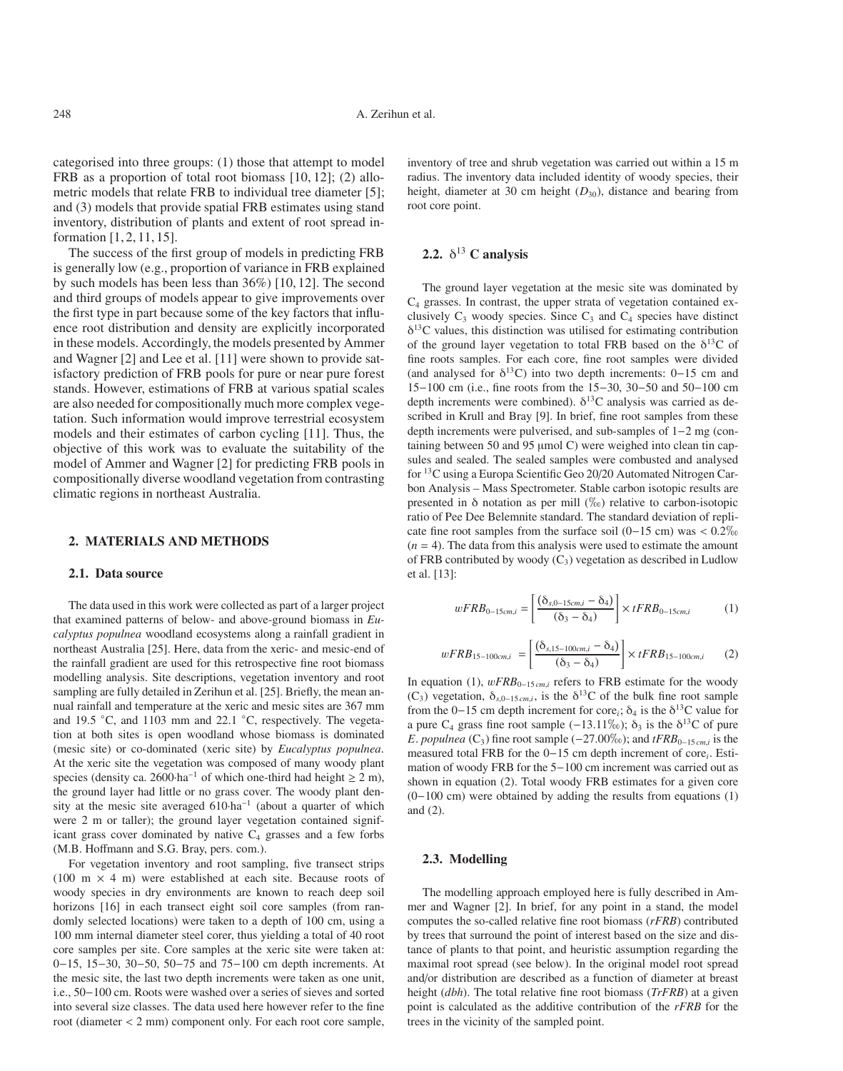categorised into three groups: (1) those that attempt to model FRB as a proportion of total root biomass [10, 12]; (2) allometric models that relate FRB to individual tree diameter [5]; and (3) models that provide spatial FRB estimates using stand inventory, distribution of plants and extent of root spread information [1, 2, 11, 15].

The success of the first group of models in predicting FRB is generally low (e.g., proportion of variance in FRB explained by such models has been less than 36%) [10, 12]. The second and third groups of models appear to give improvements over the first type in part because some of the key factors that influence root distribution and density are explicitly incorporated in these models. Accordingly, the models presented by Ammer and Wagner [2] and Lee et al. [11] were shown to provide satisfactory prediction of FRB pools for pure or near pure forest stands. However, estimations of FRB at various spatial scales are also needed for compositionally much more complex vegetation. Such information would improve terrestrial ecosystem models and their estimates of carbon cycling [11]. Thus, the objective of this work was to evaluate the suitability of the model of Ammer and Wagner [2] for predicting FRB pools in compositionally diverse woodland vegetation from contrasting climatic regions in northeast Australia.

## 2. MATERIALS AND METHODS

### 2.1. Data source

The data used in this work were collected as part of a larger project that examined patterns of below- and above-ground biomass in *Eucalyptus populnea* woodland ecosystems along a rainfall gradient in northeast Australia [25]. Here, data from the xeric- and mesic-end of the rainfall gradient are used for this retrospective fine root biomass modelling analysis. Site descriptions, vegetation inventory and root sampling are fully detailed in Zerihun et al. [25]. Briefly, the mean annual rainfall and temperature at the xeric and mesic sites are 367 mm and 19.5 °C, and 1103 mm and 22.1 °C, respectively. The vegetation at both sites is open woodland whose biomass is dominated (mesic site) or co-dominated (xeric site) by *Eucalyptus populnea*. At the xeric site the vegetation was composed of many woody plant species (density ca. $2600 \cdot ha^{-1}$ of which one-third had height ≥ 2 m), the ground layer had little or no grass cover. The woody plant density at the mesic site averaged $610 \cdot ha^{-1}$ (about a quarter of which were 2 m or taller); the ground layer vegetation contained significant grass cover dominated by native $C_4$ grasses and a few forbs (M.B. Hoffmann and S.G. Bray, pers. com.).

For vegetation inventory and root sampling, five transect strips (100 m × 4 m) were established at each site. Because roots of woody species in dry environments are known to reach deep soil horizons [16] in each transect eight soil core samples (from randomly selected locations) were taken to a depth of 100 cm, using a 100 mm internal diameter steel corer, thus yielding a total of 40 root core samples per site. Core samples at the xeric site were taken at: 0−15, 15−30, 30−50, 50−75 and 75−100 cm depth increments. At the mesic site, the last two depth increments were taken as one unit, i.e., 50−100 cm. Roots were washed over a series of sieves and sorted into several size classes. The data used here however refer to the fine root (diameter < 2 mm) component only. For each root core sample, inventory of tree and shrub vegetation was carried out within a 15 m radius. The inventory data included identity of woody species, their height, diameter at 30 cm height ($D_{30}$), distance and bearing from root core point.

### 2.2. $\delta^{13}$C analysis

The ground layer vegetation at the mesic site was dominated by $C_4$ grasses. In contrast, the upper strata of vegetation contained exclusively $C_3$ woody species. Since $C_3$ and $C_4$ species have distinct $\delta^{13}$C values, this distinction was utilised for estimating contribution of the ground layer vegetation to total FRB based on the $\delta^{13}$C of fine roots samples. For each core, fine root samples were divided (and analysed for $\delta^{13}$C) into two depth increments: 0−15 cm and 15−100 cm (i.e., fine roots from the 15−30, 30−50 and 50−100 cm depth increments were combined). $\delta^{13}$C analysis was carried as described in Krull and Bray [9]. In brief, fine root samples from these depth increments were pulverised, and sub-samples of 1−2 mg (containing between 50 and 95 μmol C) were weighed into clean tin capsules and sealed. The sealed samples were combusted and analysed for $^{13}$C using a Europa Scientific Geo 20/20 Automated Nitrogen Carbon Analysis – Mass Spectrometer. Stable carbon isotopic results are presented in δ notation as per mill (‰) relative to carbon-isotopic ratio of Pee Dee Belemnite standard. The standard deviation of replicate fine root samples from the surface soil (0−15 cm) was < 0.2‰ ($n = 4$). The data from this analysis were used to estimate the amount of FRB contributed by woody ($C_3$) vegetation as described in Ludlow et al. [13]:

$$wFRB_{0-15cm,i} = \left[ \frac{(\delta_{s,0-15cm,i} - \delta_4)}{(\delta_3 - \delta_4)} \right] \times tFRB_{0-15cm,i} \tag{1}$$

$$wFRB_{15-100cm,i} = \left[ \frac{(\delta_{s,15-100cm,i} - \delta_4)}{(\delta_3 - \delta_4)} \right] \times tFRB_{15-100cm,i} \tag{2}$$

In equation (1), $wFRB_{0-15\,cm,i}$ refers to FRB estimate for the woody ($C_3$) vegetation, $\delta_{s,0-15\,cm,i}$, is the $\delta^{13}$C of the bulk fine root sample from the 0−15 cm depth increment for core$_i$; $\delta_4$ is the $\delta^{13}$C value for a pure $C_4$ grass fine root sample (−13.11‰); $\delta_3$ is the $\delta^{13}$C of pure *E. populnea* ($C_3$) fine root sample (−27.00‰); and $tFRB_{0-15\,cm,i}$ is the measured total FRB for the 0−15 cm depth increment of core$_i$. Estimation of woody FRB for the 5−100 cm increment was carried out as shown in equation (2). Total woody FRB estimates for a given core (0−100 cm) were obtained by adding the results from equations (1) and (2).

### 2.3. Modelling

The modelling approach employed here is fully described in Ammer and Wagner [2]. In brief, for any point in a stand, the model computes the so-called relative fine root biomass (*rFRB*) contributed by trees that surround the point of interest based on the size and distance of plants to that point, and heuristic assumption regarding the maximal root spread (see below). In the original model root spread and/or distribution are described as a function of diameter at breast height (*dbh*). The total relative fine root biomass (*TrFRB*) at a given point is calculated as the additive contribution of the *rFRB* for the trees in the vicinity of the sampled point.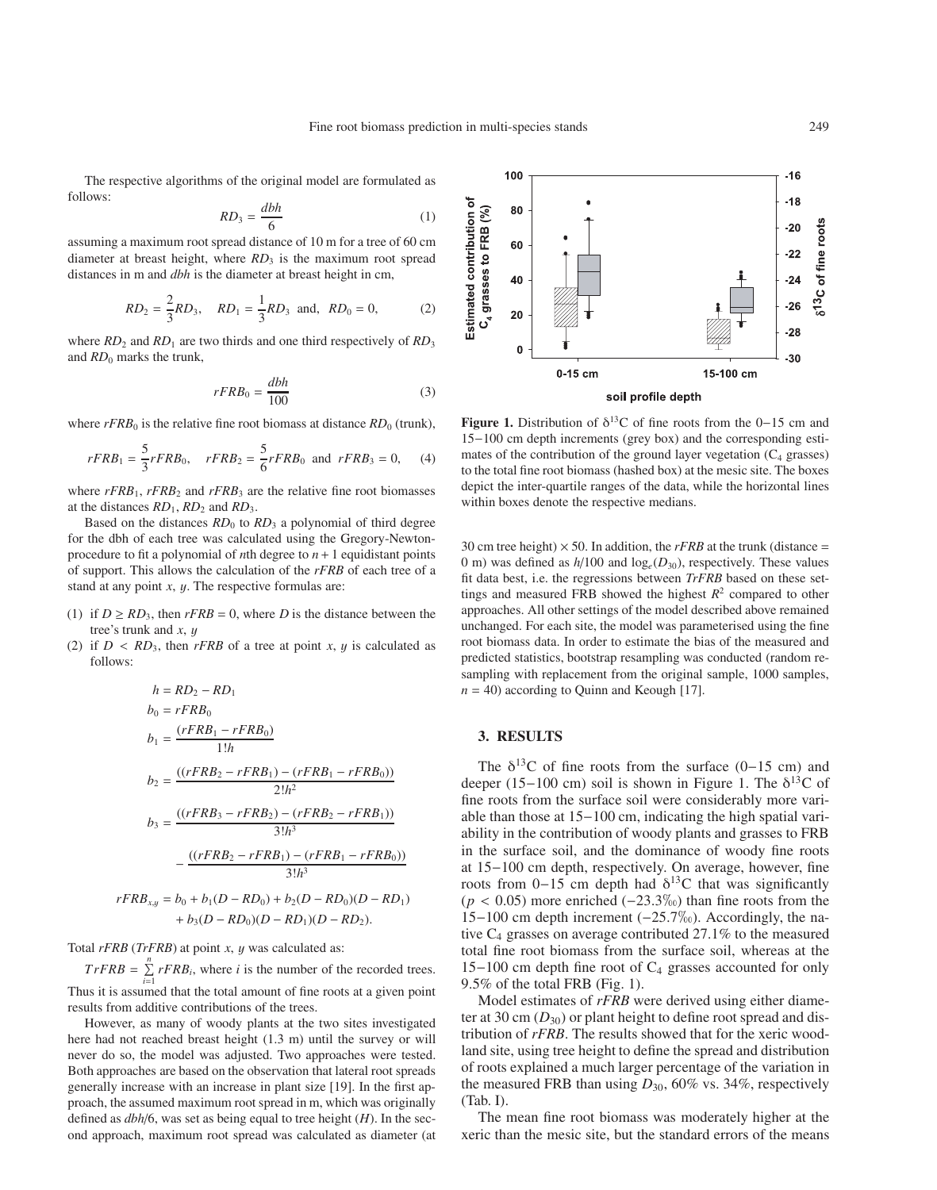The respective algorithms of the original model are formulated as follows:

$$RD_3 = \frac{dbh}{6} \quad (1)$$

assuming a maximum root spread distance of 10 m for a tree of 60 cm diameter at breast height, where $RD_3$ is the maximum root spread distances in m and $dbh$ is the diameter at breast height in cm,

$$RD_2 = \frac{2}{3}RD_3, \quad RD_1 = \frac{1}{3}RD_3 \text{ and, } RD_0 = 0, \quad (2)$$

where $RD_2$ and $RD_1$ are two thirds and one third respectively of $RD_3$ and $RD_0$ marks the trunk,

$$rFRB_0 = \frac{dbh}{100} \quad (3)$$

where $rFRB_0$ is the relative fine root biomass at distance $RD_0$ (trunk),

$$rFRB_1 = \frac{5}{3}rFRB_0, \quad rFRB_2 = \frac{5}{6}rFRB_0 \text{ and } rFRB_3 = 0, \quad (4)$$

where $rFRB_1$, $rFRB_2$ and $rFRB_3$ are the relative fine root biomasses at the distances $RD_1$, $RD_2$ and $RD_3$.

Based on the distances $RD_0$ to $RD_3$ a polynomial of third degree for the dbh of each tree was calculated using the Gregory-Newton-procedure to fit a polynomial of $n$th degree to $n + 1$ equidistant points of support. This allows the calculation of the $rFRB$ of each tree of a stand at any point $x$, $y$. The respective formulas are:

(1) if $D \geq RD_3$, then $rFRB = 0$, where $D$ is the distance between the tree's trunk and $x$, $y$

(2) if $D < RD_3$, then $rFRB$ of a tree at point $x$, $y$ is calculated as follows:

$$h = RD_2 - RD_1$$

$$b_0 = rFRB_0$$

$$b_1 = \frac{(rFRB_1 - rFRB_0)}{1!h}$$

$$b_2 = \frac{((rFRB_2 - rFRB_1) - (rFRB_1 - rFRB_0))}{2!h^2}$$

$$b_3 = \frac{((rFRB_3 - rFRB_2) - (rFRB_2 - rFRB_1))}{3!h^3} - \frac{((rFRB_2 - rFRB_1) - (rFRB_1 - rFRB_0))}{3!h^3}$$

$$rFRB_{x,y} = b_0 + b_1(D - RD_0) + b_2(D - RD_0)(D - RD_1) + b_3(D - RD_0)(D - RD_1)(D - RD_2).$$

Total $rFRB$ ($TrFRB$) at point $x$, $y$ was calculated as:

$TrFRB = \sum_{i=1}^{n} rFRB_i$, where $i$ is the number of the recorded trees. Thus it is assumed that the total amount of fine roots at a given point results from additive contributions of the trees.

However, as many of woody plants at the two sites investigated here had not reached breast height (1.3 m) until the survey or will never do so, the model was adjusted. Two approaches were tested. Both approaches are based on the observation that lateral root spreads generally increase with an increase in plant size [19]. In the first approach, the assumed maximum root spread in m, which was originally defined as $dbh/6$, was set as being equal to tree height ($H$). In the second approach, maximum root spread was calculated as diameter (at 30 cm tree height) × 50. In addition, the $rFRB$ at the trunk (distance = 0 m) was defined as $h/100$ and $\log_e(D_{30})$, respectively. These values fit data best, i.e. the regressions between $TrFRB$ based on these settings and measured FRB showed the highest $R^2$ compared to other approaches. All other settings of the model described above remained unchanged. For each site, the model was parameterised using the fine root biomass data. In order to estimate the bias of the measured and predicted statistics, bootstrap resampling was conducted (random resampling with replacement from the original sample, 1000 samples, $n = 40$) according to Quinn and Keough [17].

**Figure 1.** Distribution of $\delta^{13}C$ of fine roots from the 0–15 cm and 15–100 cm depth increments (grey box) and the corresponding estimates of the contribution of the ground layer vegetation ($C_4$ grasses) to the total fine root biomass (hashed box) at the mesic site. The boxes depict the inter-quartile ranges of the data, while the horizontal lines within boxes denote the respective medians.

## 3. RESULTS

The $\delta^{13}C$ of fine roots from the surface (0–15 cm) and deeper (15–100 cm) soil is shown in Figure 1. The $\delta^{13}C$ of fine roots from the surface soil were considerably more variable than those at 15–100 cm, indicating the high spatial variability in the contribution of woody plants and grasses to FRB in the surface soil, and the dominance of woody fine roots at 15–100 cm depth, respectively. On average, however, fine roots from 0–15 cm depth had $\delta^{13}C$ that was significantly ($p < 0.05$) more enriched (−23.3‰) than fine roots from the 15–100 cm depth increment (−25.7‰). Accordingly, the native $C_4$ grasses on average contributed 27.1% to the measured total fine root biomass from the surface soil, whereas at the 15–100 cm depth fine root of $C_4$ grasses accounted for only 9.5% of the total FRB (Fig. 1).

Model estimates of $rFRB$ were derived using either diameter at 30 cm ($D_{30}$) or plant height to define root spread and distribution of $rFRB$. The results showed that for the xeric woodland site, using tree height to define the spread and distribution of roots explained a much larger percentage of the variation in the measured FRB than using $D_{30}$, 60% vs. 34%, respectively (Tab. I).

The mean fine root biomass was moderately higher at the xeric than the mesic site, but the standard errors of the means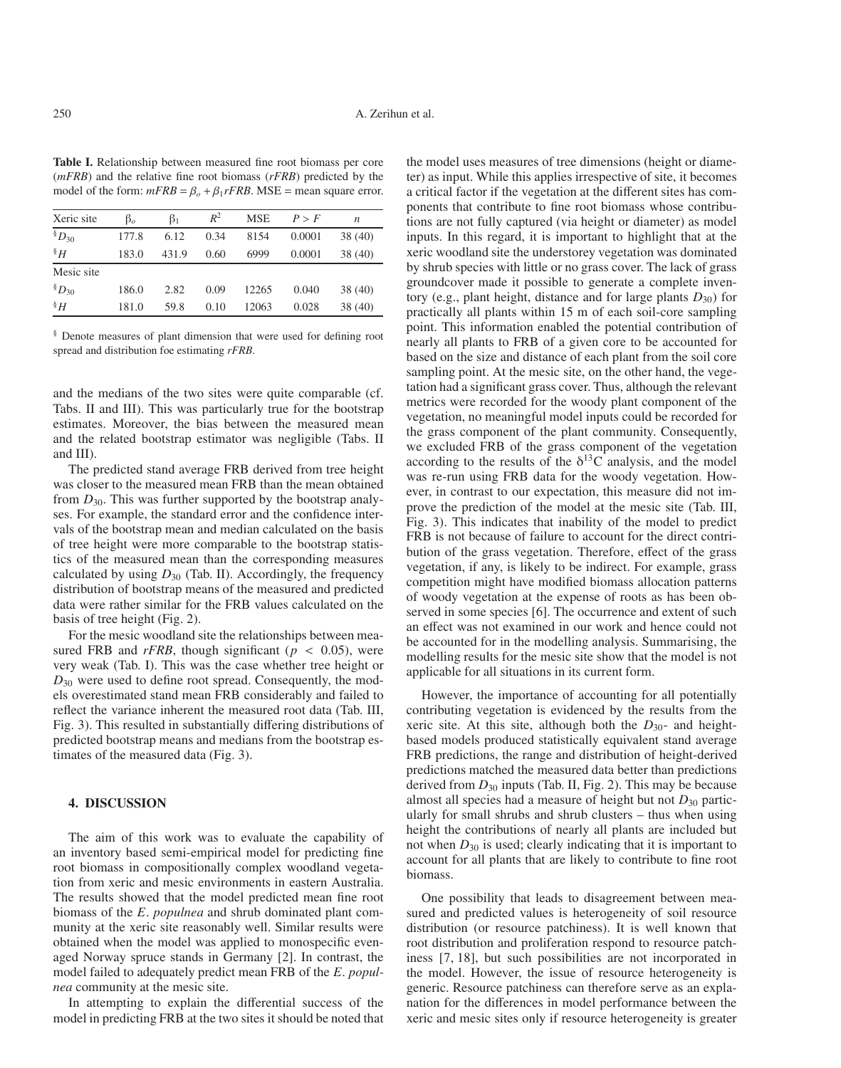**Table I.** Relationship between measured fine root biomass per core (*mFRB*) and the relative fine root biomass (*rFRB*) predicted by the model of the form: $mFRB = \beta_o + \beta_1 rFRB$. MSE = mean square error.

| Xeric site | $\beta_o$ | $\beta_1$ | $R^2$ | MSE | $P > F$ | $n$ |
|---|---|---|---|---|---|---|
| $^{\S}D_{30}$ | 177.8 | 6.12 | 0.34 | 8154 | 0.0001 | 38 (40) |
| $^{\S}H$ | 183.0 | 431.9 | 0.60 | 6999 | 0.0001 | 38 (40) |
| Mesic site | | | | | | |
| $^{\S}D_{30}$ | 186.0 | 2.82 | 0.09 | 12265 | 0.040 | 38 (40) |
| $^{\S}H$ | 181.0 | 59.8 | 0.10 | 12063 | 0.028 | 38 (40) |

§ Denote measures of plant dimension that were used for defining root spread and distribution foe estimating *rFRB*.

and the medians of the two sites were quite comparable (cf. Tabs. II and III). This was particularly true for the bootstrap estimates. Moreover, the bias between the measured mean and the related bootstrap estimator was negligible (Tabs. II and III).

The predicted stand average FRB derived from tree height was closer to the measured mean FRB than the mean obtained from $D_{30}$. This was further supported by the bootstrap analyses. For example, the standard error and the confidence intervals of the bootstrap mean and median calculated on the basis of tree height were more comparable to the bootstrap statistics of the measured mean than the corresponding measures calculated by using $D_{30}$ (Tab. II). Accordingly, the frequency distribution of bootstrap means of the measured and predicted data were rather similar for the FRB values calculated on the basis of tree height (Fig. 2).

For the mesic woodland site the relationships between measured FRB and *rFRB*, though significant ($p < 0.05$), were very weak (Tab. I). This was the case whether tree height or $D_{30}$ were used to define root spread. Consequently, the models overestimated stand mean FRB considerably and failed to reflect the variance inherent the measured root data (Tab. III, Fig. 3). This resulted in substantially differing distributions of predicted bootstrap means and medians from the bootstrap estimates of the measured data (Fig. 3).

## 4. DISCUSSION

The aim of this work was to evaluate the capability of an inventory based semi-empirical model for predicting fine root biomass in compositionally complex woodland vegetation from xeric and mesic environments in eastern Australia. The results showed that the model predicted mean fine root biomass of the *E. populnea* and shrub dominated plant community at the xeric site reasonably well. Similar results were obtained when the model was applied to monospecific even-aged Norway spruce stands in Germany [2]. In contrast, the model failed to adequately predict mean FRB of the *E. populnea* community at the mesic site.

In attempting to explain the differential success of the model in predicting FRB at the two sites it should be noted that the model uses measures of tree dimensions (height or diameter) as input. While this applies irrespective of site, it becomes a critical factor if the vegetation at the different sites has components that contribute to fine root biomass whose contributions are not fully captured (via height or diameter) as model inputs. In this regard, it is important to highlight that at the xeric woodland site the understorey vegetation was dominated by shrub species with little or no grass cover. The lack of grass groundcover made it possible to generate a complete inventory (e.g., plant height, distance and for large plants $D_{30}$) for practically all plants within 15 m of each soil-core sampling point. This information enabled the potential contribution of nearly all plants to FRB of a given core to be accounted for based on the size and distance of each plant from the soil core sampling point. At the mesic site, on the other hand, the vegetation had a significant grass cover. Thus, although the relevant metrics were recorded for the woody plant component of the vegetation, no meaningful model inputs could be recorded for the grass component of the plant community. Consequently, we excluded FRB of the grass component of the vegetation according to the results of the $\delta^{13}C$ analysis, and the model was re-run using FRB data for the woody vegetation. However, in contrast to our expectation, this measure did not improve the prediction of the model at the mesic site (Tab. III, Fig. 3). This indicates that inability of the model to predict FRB is not because of failure to account for the direct contribution of the grass vegetation. Therefore, effect of the grass vegetation, if any, is likely to be indirect. For example, grass competition might have modified biomass allocation patterns of woody vegetation at the expense of roots as has been observed in some species [6]. The occurrence and extent of such an effect was not examined in our work and hence could not be accounted for in the modelling analysis. Summarising, the modelling results for the mesic site show that the model is not applicable for all situations in its current form.

However, the importance of accounting for all potentially contributing vegetation is evidenced by the results from the xeric site. At this site, although both the $D_{30}$- and height-based models produced statistically equivalent stand average FRB predictions, the range and distribution of height-derived predictions matched the measured data better than predictions derived from $D_{30}$ inputs (Tab. II, Fig. 2). This may be because almost all species had a measure of height but not $D_{30}$ particularly for small shrubs and shrub clusters – thus when using height the contributions of nearly all plants are included but not when $D_{30}$ is used; clearly indicating that it is important to account for all plants that are likely to contribute to fine root biomass.

One possibility that leads to disagreement between measured and predicted values is heterogeneity of soil resource distribution (or resource patchiness). It is well known that root distribution and proliferation respond to resource patchiness [7, 18], but such possibilities are not incorporated in the model. However, the issue of resource heterogeneity is generic. Resource patchiness can therefore serve as an explanation for the differences in model performance between the xeric and mesic sites only if resource heterogeneity is greater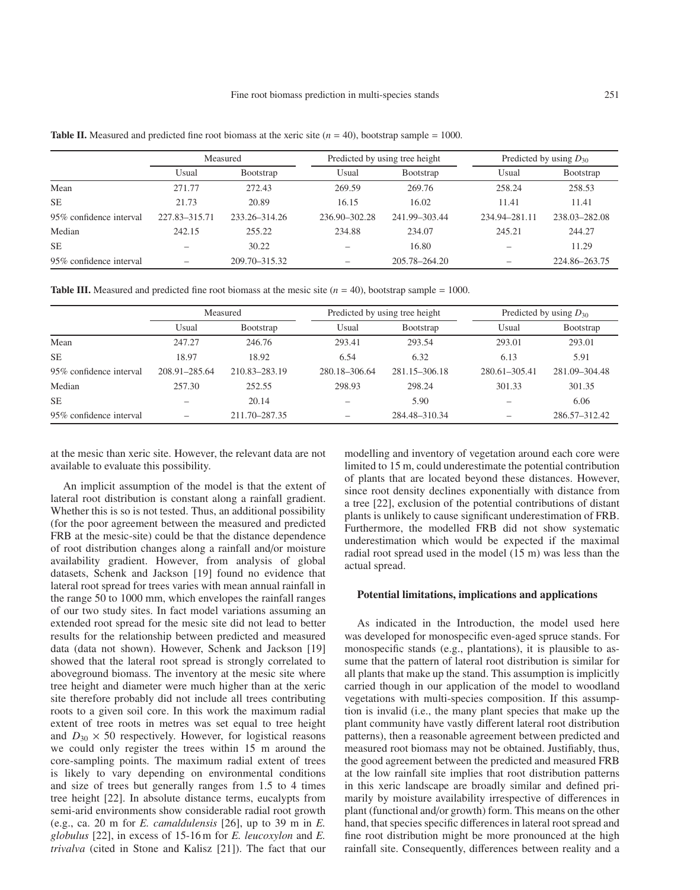**Table II.** Measured and predicted fine root biomass at the xeric site ($n$ = 40), bootstrap sample = 1000.

| | Measured | | Predicted by using tree height | | Predicted by using $D_{30}$ | |
|---|---|---|---|---|---|---|
| | Usual | Bootstrap | Usual | Bootstrap | Usual | Bootstrap |
| Mean | 271.77 | 272.43 | 269.59 | 269.76 | 258.24 | 258.53 |
| SE | 21.73 | 20.89 | 16.15 | 16.02 | 11.41 | 11.41 |
| 95% confidence interval | 227.83–315.71 | 233.26–314.26 | 236.90–302.28 | 241.99–303.44 | 234.94–281.11 | 238.03–282.08 |
| Median | 242.15 | 255.22 | 234.88 | 234.07 | 245.21 | 244.27 |
| SE | – | 30.22 | – | 16.80 | – | 11.29 |
| 95% confidence interval | – | 209.70–315.32 | – | 205.78–264.20 | – | 224.86–263.75 |

**Table III.** Measured and predicted fine root biomass at the mesic site ($n$ = 40), bootstrap sample = 1000.

| | Measured | | Predicted by using tree height | | Predicted by using $D_{30}$ | |
|---|---|---|---|---|---|---|
| | Usual | Bootstrap | Usual | Bootstrap | Usual | Bootstrap |
| Mean | 247.27 | 246.76 | 293.41 | 293.54 | 293.01 | 293.01 |
| SE | 18.97 | 18.92 | 6.54 | 6.32 | 6.13 | 5.91 |
| 95% confidence interval | 208.91–285.64 | 210.83–283.19 | 280.18–306.64 | 281.15–306.18 | 280.61–305.41 | 281.09–304.48 |
| Median | 257.30 | 252.55 | 298.93 | 298.24 | 301.33 | 301.35 |
| SE | – | 20.14 | – | 5.90 | – | 6.06 |
| 95% confidence interval | – | 211.70–287.35 | – | 284.48–310.34 | – | 286.57–312.42 |

at the mesic than xeric site. However, the relevant data are not available to evaluate this possibility.

An implicit assumption of the model is that the extent of lateral root distribution is constant along a rainfall gradient. Whether this is so is not tested. Thus, an additional possibility (for the poor agreement between the measured and predicted FRB at the mesic-site) could be that the distance dependence of root distribution changes along a rainfall and/or moisture availability gradient. However, from analysis of global datasets, Schenk and Jackson [19] found no evidence that lateral root spread for trees varies with mean annual rainfall in the range 50 to 1000 mm, which envelopes the rainfall ranges of our two study sites. In fact model variations assuming an extended root spread for the mesic site did not lead to better results for the relationship between predicted and measured data (data not shown). However, Schenk and Jackson [19] showed that the lateral root spread is strongly correlated to aboveground biomass. The inventory at the mesic site where tree height and diameter were much higher than at the xeric site therefore probably did not include all trees contributing roots to a given soil core. In this work the maximum radial extent of tree roots in metres was set equal to tree height and $D_{30} \times 50$ respectively. However, for logistical reasons we could only register the trees within 15 m around the core-sampling points. The maximum radial extent of trees is likely to vary depending on environmental conditions and size of trees but generally ranges from 1.5 to 4 times tree height [22]. In absolute distance terms, eucalypts from semi-arid environments show considerable radial root growth (e.g., ca. 20 m for *E. camaldulensis* [26], up to 39 m in *E. globulus* [22], in excess of 15-16 m for *E. leucoxylon* and *E. trivalva* (cited in Stone and Kalisz [21]). The fact that our modelling and inventory of vegetation around each core were limited to 15 m, could underestimate the potential contribution of plants that are located beyond these distances. However, since root density declines exponentially with distance from a tree [22], exclusion of the potential contributions of distant plants is unlikely to cause significant underestimation of FRB. Furthermore, the modelled FRB did not show systematic underestimation which would be expected if the maximal radial root spread used in the model (15 m) was less than the actual spread.

### Potential limitations, implications and applications

As indicated in the Introduction, the model used here was developed for monospecific even-aged spruce stands. For monospecific stands (e.g., plantations), it is plausible to assume that the pattern of lateral root distribution is similar for all plants that make up the stand. This assumption is implicitly carried though in our application of the model to woodland vegetations with multi-species composition. If this assumption is invalid (i.e., the many plant species that make up the plant community have vastly different lateral root distribution patterns), then a reasonable agreement between predicted and measured root biomass may not be obtained. Justifiably, thus, the good agreement between the predicted and measured FRB at the low rainfall site implies that root distribution patterns in this xeric landscape are broadly similar and defined primarily by moisture availability irrespective of differences in plant (functional and/or growth) form. This means on the other hand, that species specific differences in lateral root spread and fine root distribution might be more pronounced at the high rainfall site. Consequently, differences between reality and a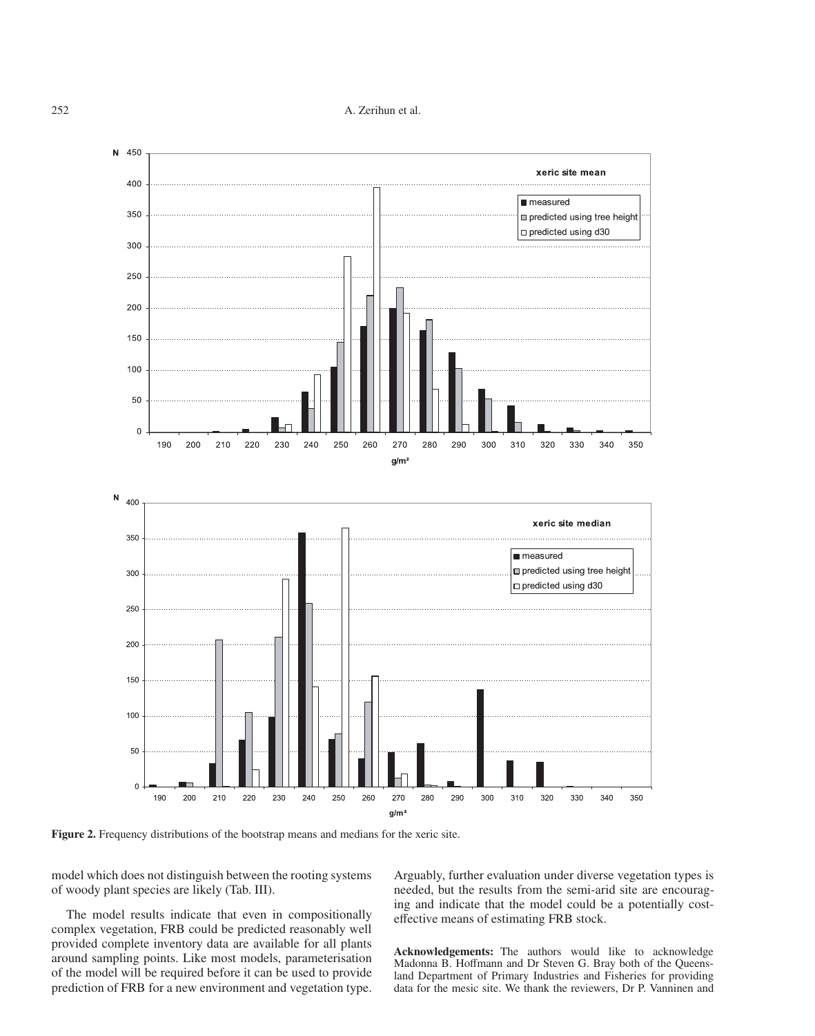**Figure 2.** Frequency distributions of the bootstrap means and medians for the xeric site.

model which does not distinguish between the rooting systems of woody plant species are likely (Tab. III).

The model results indicate that even in compositionally complex vegetation, FRB could be predicted reasonably well provided complete inventory data are available for all plants around sampling points. Like most models, parameterisation of the model will be required before it can be used to provide prediction of FRB for a new environment and vegetation type. Arguably, further evaluation under diverse vegetation types is needed, but the results from the semi-arid site are encouraging and indicate that the model could be a potentially cost-effective means of estimating FRB stock.

**Acknowledgements:** The authors would like to acknowledge Madonna B. Hoffmann and Dr Steven G. Bray both of the Queensland Department of Primary Industries and Fisheries for providing data for the mesic site. We thank the reviewers, Dr P. Vanninen and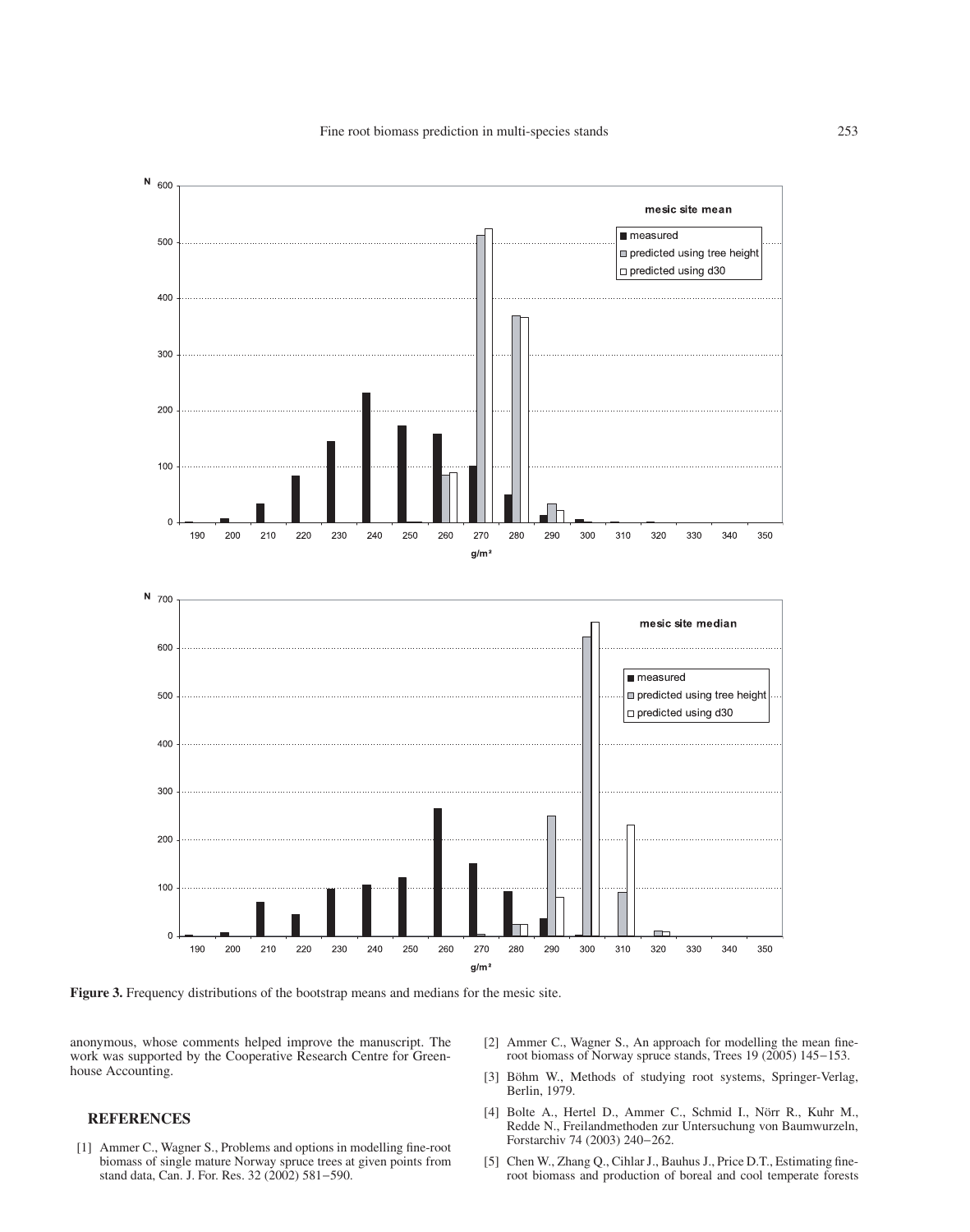**Figure 3.** Frequency distributions of the bootstrap means and medians for the mesic site.

anonymous, whose comments helped improve the manuscript. The work was supported by the Cooperative Research Centre for Greenhouse Accounting.

## REFERENCES

[1] Ammer C., Wagner S., Problems and options in modelling fine-root biomass of single mature Norway spruce trees at given points from stand data, Can. J. For. Res. 32 (2002) 581–590.

[2] Ammer C., Wagner S., An approach for modelling the mean fine-root biomass of Norway spruce stands, Trees 19 (2005) 145–153.

[3] Böhm W., Methods of studying root systems, Springer-Verlag, Berlin, 1979.

[4] Bolte A., Hertel D., Ammer C., Schmid I., Nörr R., Kuhr M., Redde N., Freilandmethoden zur Untersuchung von Baumwurzeln, Forstarchiv 74 (2003) 240–262.

[5] Chen W., Zhang Q., Cihlar J., Bauhus J., Price D.T., Estimating fine-root biomass and production of boreal and cool temperate forests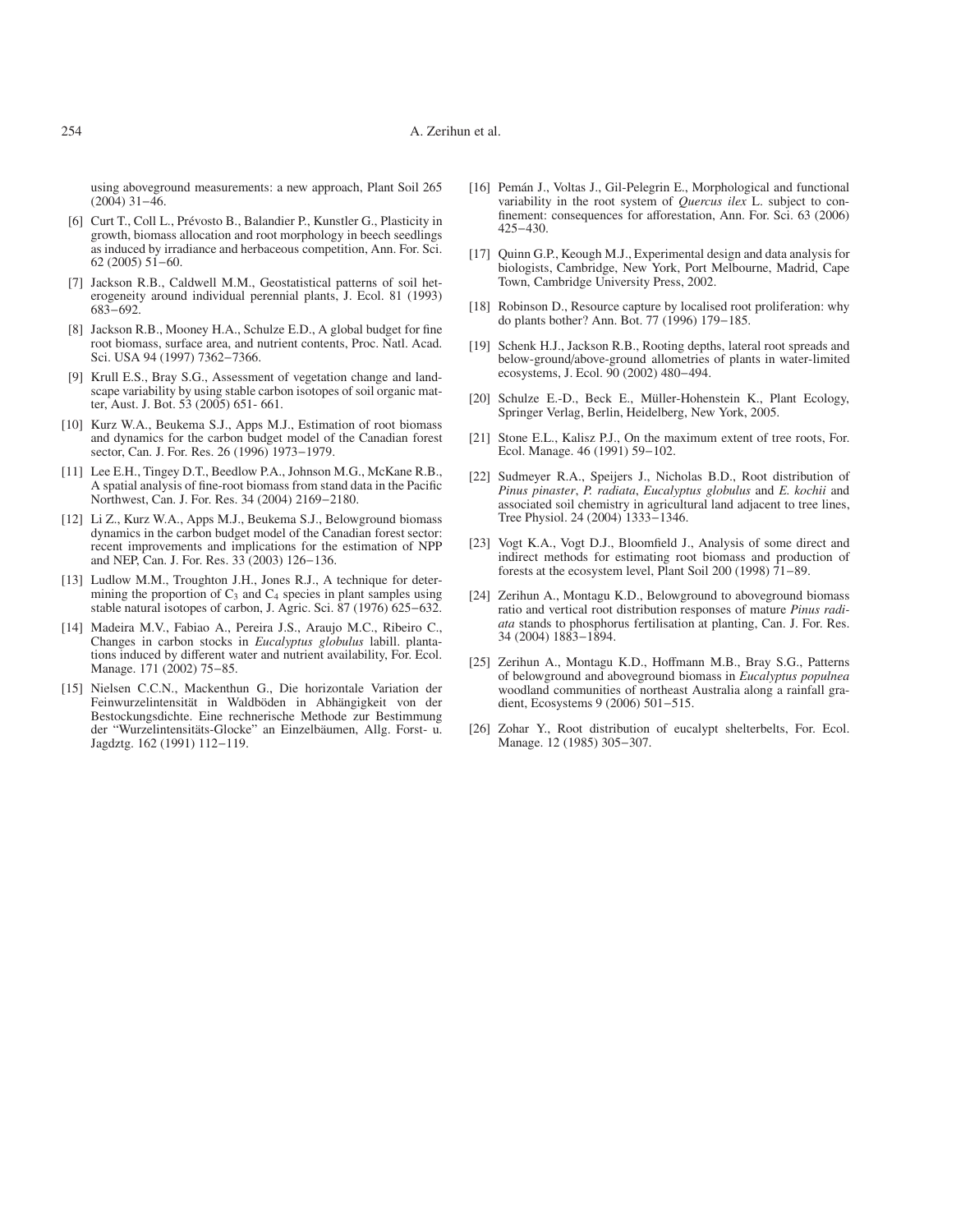using aboveground measurements: a new approach, Plant Soil 265 (2004) 31–46.

[6] Curt T., Coll L., Prévosto B., Balandier P., Kunstler G., Plasticity in growth, biomass allocation and root morphology in beech seedlings as induced by irradiance and herbaceous competition, Ann. For. Sci. 62 (2005) 51–60.

[7] Jackson R.B., Caldwell M.M., Geostatistical patterns of soil heterogeneity around individual perennial plants, J. Ecol. 81 (1993) 683–692.

[8] Jackson R.B., Mooney H.A., Schulze E.D., A global budget for fine root biomass, surface area, and nutrient contents, Proc. Natl. Acad. Sci. USA 94 (1997) 7362–7366.

[9] Krull E.S., Bray S.G., Assessment of vegetation change and landscape variability by using stable carbon isotopes of soil organic matter, Aust. J. Bot. 53 (2005) 651- 661.

[10] Kurz W.A., Beukema S.J., Apps M.J., Estimation of root biomass and dynamics for the carbon budget model of the Canadian forest sector, Can. J. For. Res. 26 (1996) 1973–1979.

[11] Lee E.H., Tingey D.T., Beedlow P.A., Johnson M.G., McKane R.B., A spatial analysis of fine-root biomass from stand data in the Pacific Northwest, Can. J. For. Res. 34 (2004) 2169–2180.

[12] Li Z., Kurz W.A., Apps M.J., Beukema S.J., Belowground biomass dynamics in the carbon budget model of the Canadian forest sector: recent improvements and implications for the estimation of NPP and NEP, Can. J. For. Res. 33 (2003) 126–136.

[13] Ludlow M.M., Troughton J.H., Jones R.J., A technique for determining the proportion of $C_3$ and $C_4$ species in plant samples using stable natural isotopes of carbon, J. Agric. Sci. 87 (1976) 625–632.

[14] Madeira M.V., Fabiao A., Pereira J.S., Araujo M.C., Ribeiro C., Changes in carbon stocks in *Eucalyptus globulus* labill. plantations induced by different water and nutrient availability, For. Ecol. Manage. 171 (2002) 75–85.

[15] Nielsen C.C.N., Mackenthun G., Die horizontale Variation der Feinwurzelintensität in Waldböden in Abhängigkeit von der Bestockungsdichte. Eine rechnerische Methode zur Bestimmung der "Wurzelintensitäts-Glocke" an Einzelbäumen, Allg. Forst- u. Jagdztg. 162 (1991) 112–119.

[16] Pemán J., Voltas J., Gil-Pelegrin E., Morphological and functional variability in the root system of *Quercus ilex* L. subject to confinement: consequences for afforestation, Ann. For. Sci. 63 (2006) 425–430.

[17] Quinn G.P., Keough M.J., Experimental design and data analysis for biologists, Cambridge, New York, Port Melbourne, Madrid, Cape Town, Cambridge University Press, 2002.

[18] Robinson D., Resource capture by localised root proliferation: why do plants bother? Ann. Bot. 77 (1996) 179–185.

[19] Schenk H.J., Jackson R.B., Rooting depths, lateral root spreads and below-ground/above-ground allometries of plants in water-limited ecosystems, J. Ecol. 90 (2002) 480–494.

[20] Schulze E.-D., Beck E., Müller-Hohenstein K., Plant Ecology, Springer Verlag, Berlin, Heidelberg, New York, 2005.

[21] Stone E.L., Kalisz P.J., On the maximum extent of tree roots, For. Ecol. Manage. 46 (1991) 59–102.

[22] Sudmeyer R.A., Speijers J., Nicholas B.D., Root distribution of *Pinus pinaster*, *P. radiata*, *Eucalyptus globulus* and *E. kochii* and associated soil chemistry in agricultural land adjacent to tree lines, Tree Physiol. 24 (2004) 1333–1346.

[23] Vogt K.A., Vogt D.J., Bloomfield J., Analysis of some direct and indirect methods for estimating root biomass and production of forests at the ecosystem level, Plant Soil 200 (1998) 71–89.

[24] Zerihun A., Montagu K.D., Belowground to aboveground biomass ratio and vertical root distribution responses of mature *Pinus radiata* stands to phosphorus fertilisation at planting, Can. J. For. Res. 34 (2004) 1883–1894.

[25] Zerihun A., Montagu K.D., Hoffmann M.B., Bray S.G., Patterns of belowground and aboveground biomass in *Eucalyptus populnea* woodland communities of northeast Australia along a rainfall gradient, Ecosystems 9 (2006) 501–515.

[26] Zohar Y., Root distribution of eucalypt shelterbelts, For. Ecol. Manage. 12 (1985) 305–307.